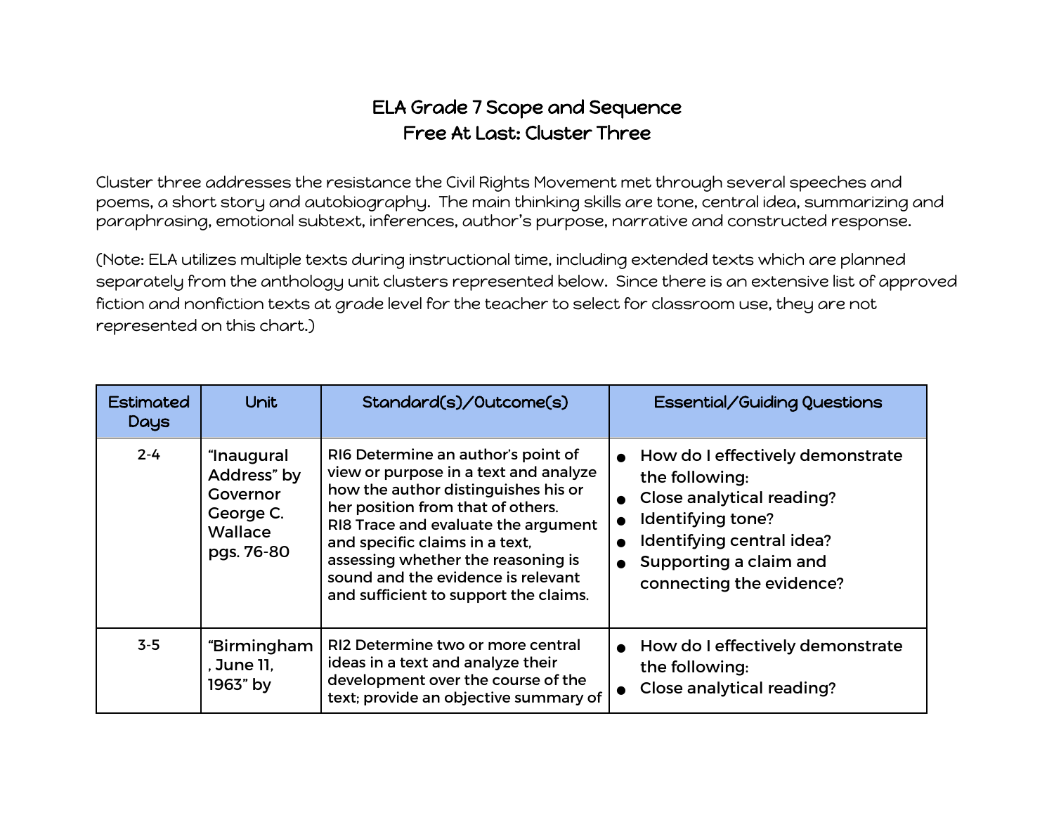# ELA Grade 7 Scope and Sequence
## Free At Last: Cluster Three

Cluster three addresses the resistance the Civil Rights Movement met through several speeches and poems, a short story and autobiography. The main thinking skills are tone, central idea, summarizing and paraphrasing, emotional subtext, inferences, author's purpose, narrative and constructed response.

(Note: ELA utilizes multiple texts during instructional time, including extended texts which are planned separately from the anthology unit clusters represented below. Since there is an extensive list of approved fiction and nonfiction texts at grade level for the teacher to select for classroom use, they are not represented on this chart.)

| Estimated Days | Unit | Standard(s)/Outcome(s) | Essential/Guiding Questions |
|---|---|---|---|
| 2-4 | "Inaugural Address" by Governor George C. Wallace pgs. 76-80 | RI6 Determine an author's point of view or purpose in a text and analyze how the author distinguishes his or her position from that of others.<br>RI8 Trace and evaluate the argument and specific claims in a text, assessing whether the reasoning is sound and the evidence is relevant and sufficient to support the claims. | • How do I effectively demonstrate the following:<br>• Close analytical reading?<br>• Identifying tone?<br>• Identifying central idea?<br>• Supporting a claim and connecting the evidence? |
| 3-5 | "Birmingham, June 11, 1963" by | RI2 Determine two or more central ideas in a text and analyze their development over the course of the text; provide an objective summary of | • How do I effectively demonstrate the following:<br>• Close analytical reading? |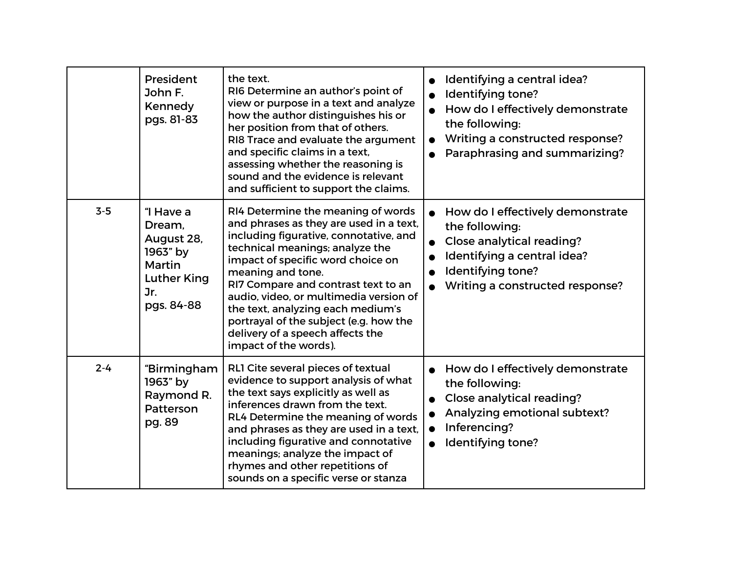| | | | |
|---|---|---|---|
| | President John F. Kennedy pgs. 81-83 | the text.<br>RI6 Determine an author's point of view or purpose in a text and analyze how the author distinguishes his or her position from that of others.<br>RI8 Trace and evaluate the argument and specific claims in a text, assessing whether the reasoning is sound and the evidence is relevant and sufficient to support the claims. | • Identifying a central idea?<br>• Identifying tone?<br>• How do I effectively demonstrate the following:<br>• Writing a constructed response?<br>• Paraphrasing and summarizing? |
| 3-5 | "I Have a Dream, August 28, 1963" by Martin Luther King Jr.<br>pgs. 84-88 | RI4 Determine the meaning of words and phrases as they are used in a text, including figurative, connotative, and technical meanings; analyze the impact of specific word choice on meaning and tone.<br>RI7 Compare and contrast text to an audio, video, or multimedia version of the text, analyzing each medium's portrayal of the subject (e.g. how the delivery of a speech affects the impact of the words). | • How do I effectively demonstrate the following:<br>• Close analytical reading?<br>• Identifying a central idea?<br>• Identifying tone?<br>• Writing a constructed response? |
| 2-4 | "Birmingham 1963" by Raymond R. Patterson pg. 89 | RL1 Cite several pieces of textual evidence to support analysis of what the text says explicitly as well as inferences drawn from the text.<br>RL4 Determine the meaning of words and phrases as they are used in a text, including figurative and connotative meanings; analyze the impact of rhymes and other repetitions of sounds on a specific verse or stanza | • How do I effectively demonstrate the following:<br>• Close analytical reading?<br>• Analyzing emotional subtext?<br>• Inferencing?<br>• Identifying tone? |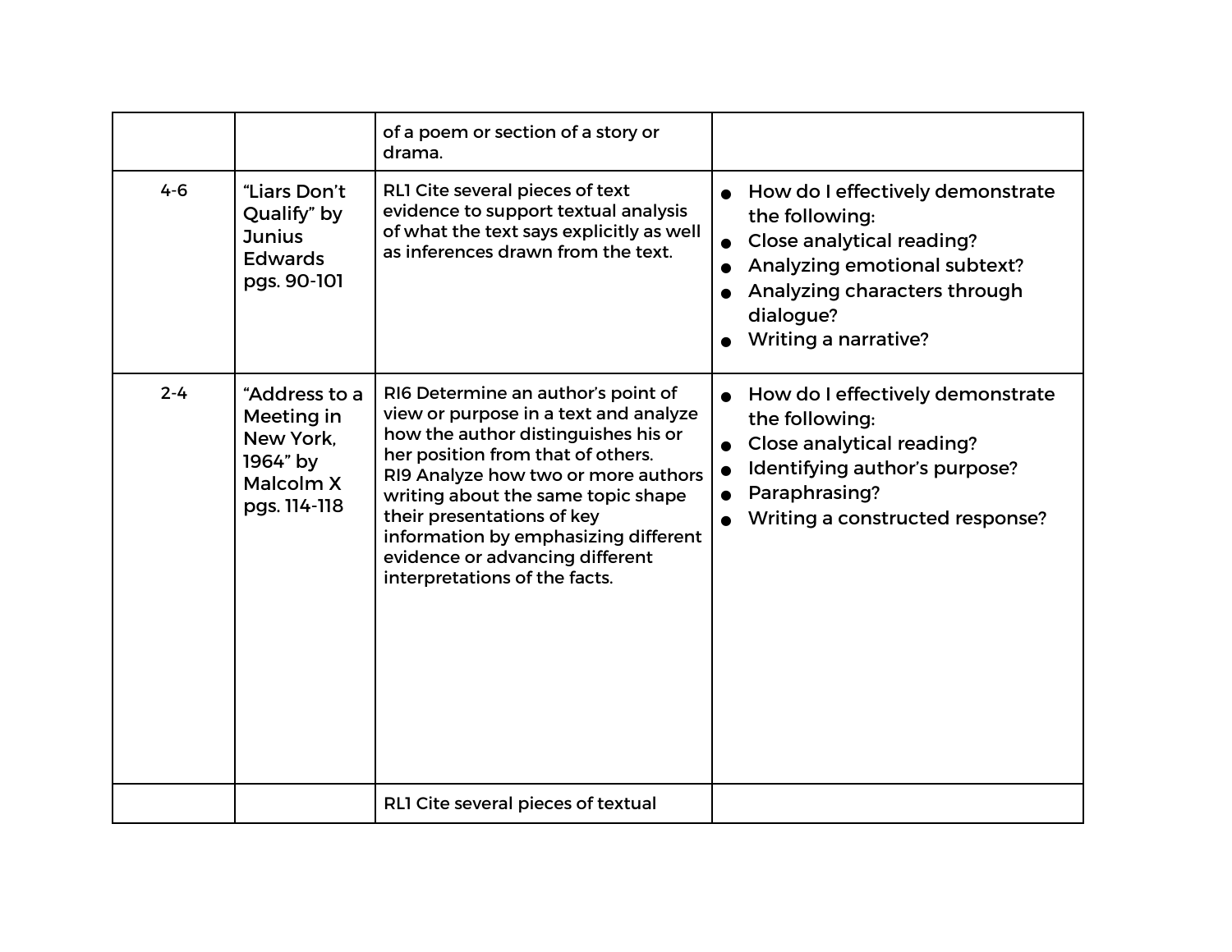| | | | |
|---|---|---|---|
| | | of a poem or section of a story or drama. | |
| 4-6 | "Liars Don't Qualify" by Junius Edwards pgs. 90-101 | RL1 Cite several pieces of text evidence to support textual analysis of what the text says explicitly as well as inferences drawn from the text. | • How do I effectively demonstrate the following:<br>• Close analytical reading?<br>• Analyzing emotional subtext?<br>• Analyzing characters through dialogue?<br>• Writing a narrative? |
| 2-4 | "Address to a Meeting in New York, 1964" by Malcolm X pgs. 114-118 | RI6 Determine an author's point of view or purpose in a text and analyze how the author distinguishes his or her position from that of others.<br>RI9 Analyze how two or more authors writing about the same topic shape their presentations of key information by emphasizing different evidence or advancing different interpretations of the facts. | • How do I effectively demonstrate the following:<br>• Close analytical reading?<br>• Identifying author's purpose?<br>• Paraphrasing?<br>• Writing a constructed response? |
| | | RL1 Cite several pieces of textual | |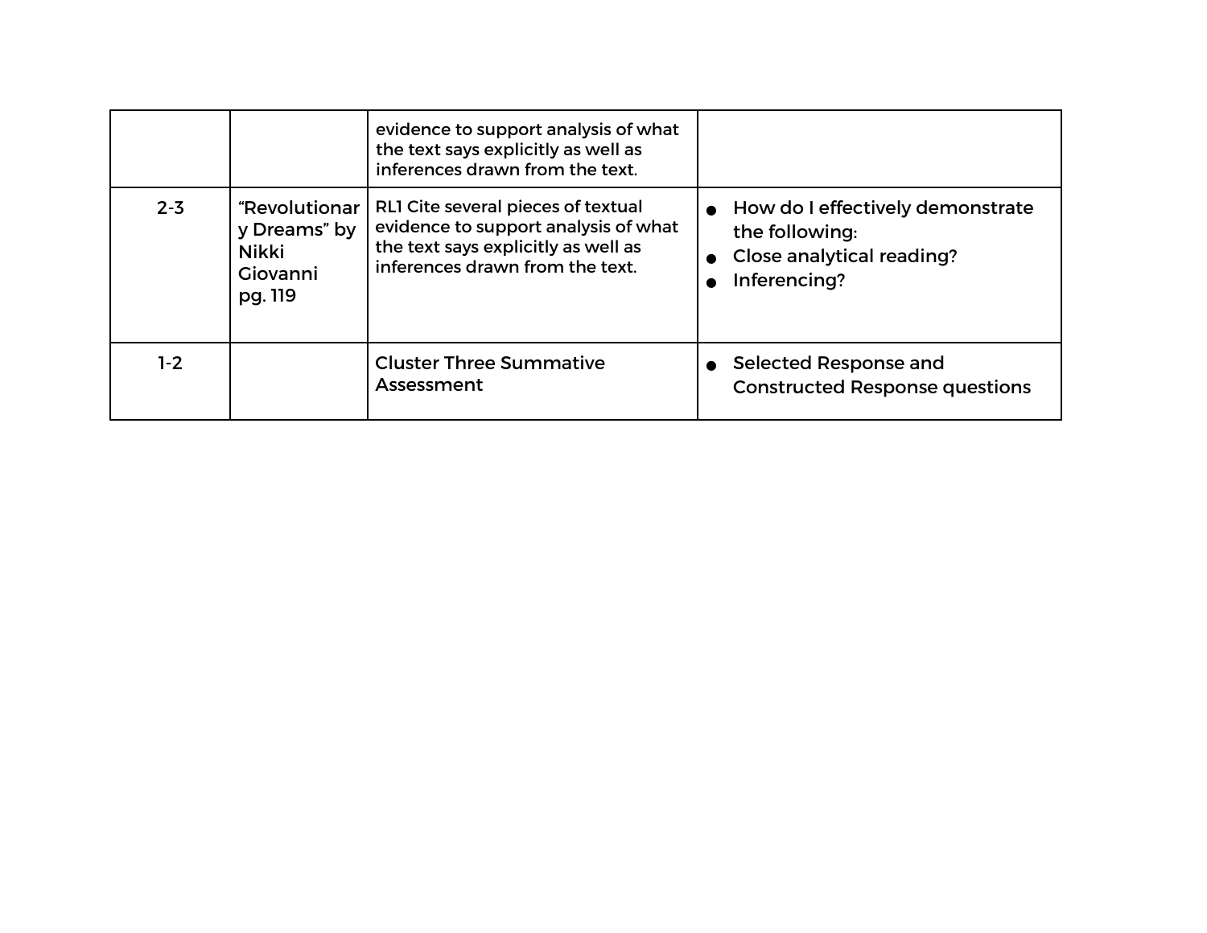| | | | |
|---|---|---|---|
| | | evidence to support analysis of what the text says explicitly as well as inferences drawn from the text. | |
| 2-3 | "Revolutionary Dreams" by Nikki Giovanni pg. 119 | RL1 Cite several pieces of textual evidence to support analysis of what the text says explicitly as well as inferences drawn from the text. | • How do I effectively demonstrate the following:<br>• Close analytical reading?<br>• Inferencing? |
| 1-2 | | Cluster Three Summative Assessment | • Selected Response and Constructed Response questions |